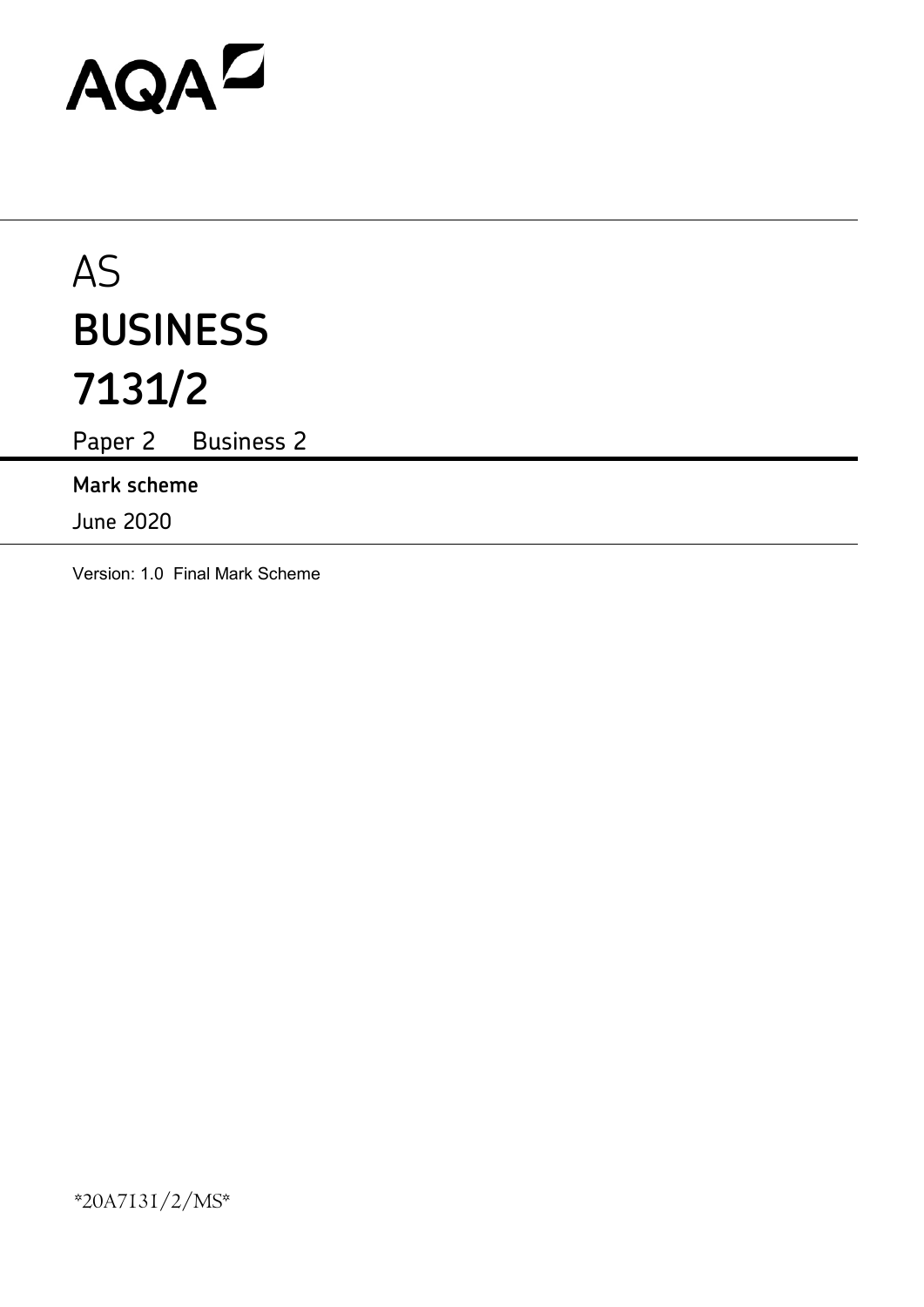AQA

# AS
# BUSINESS
# 7131/2

Paper 2 Business 2

**Mark scheme**

June 2020

Version: 1.0 Final Mark Scheme

*20A7131/2/MS*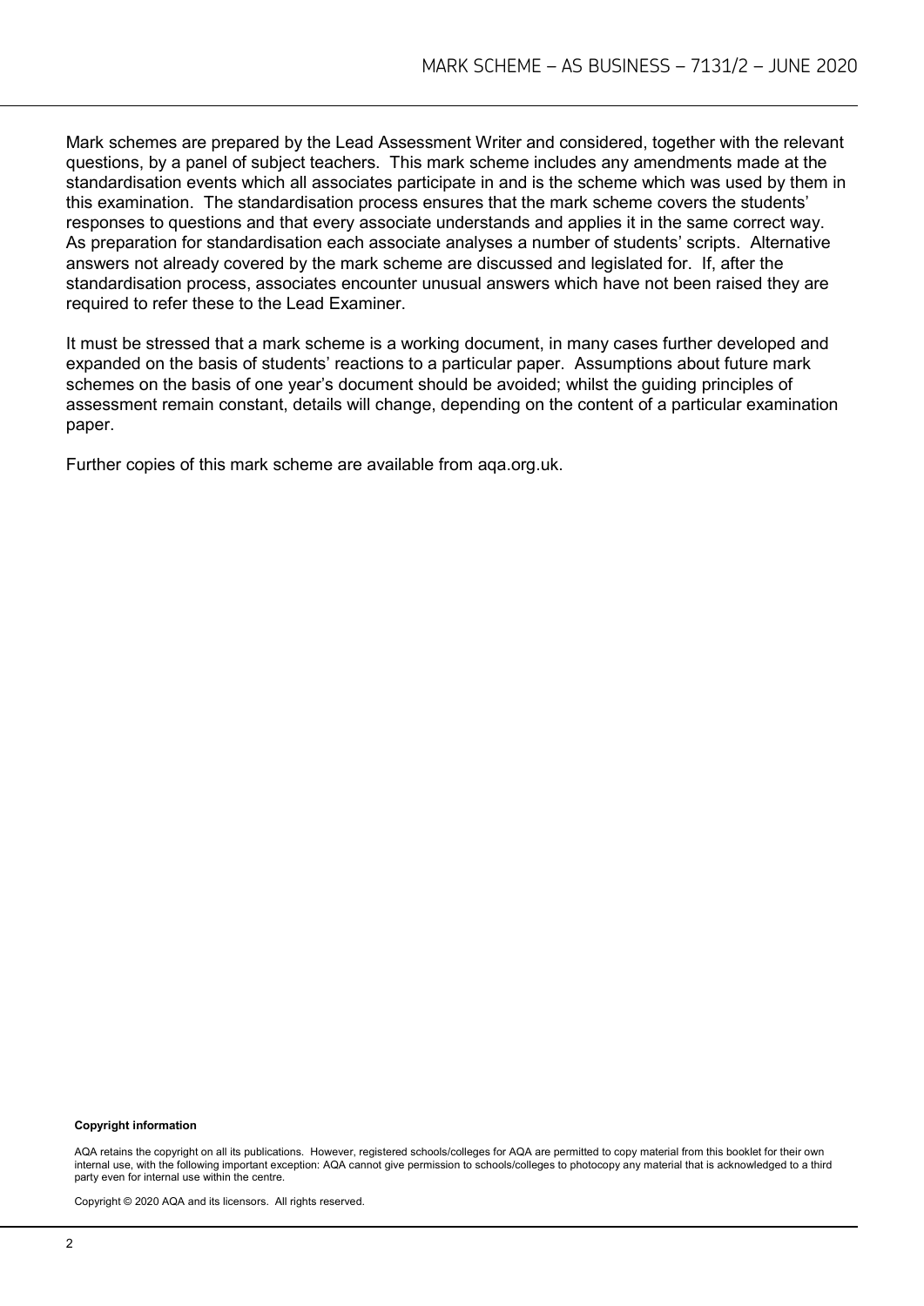Mark schemes are prepared by the Lead Assessment Writer and considered, together with the relevant questions, by a panel of subject teachers. This mark scheme includes any amendments made at the standardisation events which all associates participate in and is the scheme which was used by them in this examination. The standardisation process ensures that the mark scheme covers the students' responses to questions and that every associate understands and applies it in the same correct way. As preparation for standardisation each associate analyses a number of students' scripts. Alternative answers not already covered by the mark scheme are discussed and legislated for. If, after the standardisation process, associates encounter unusual answers which have not been raised they are required to refer these to the Lead Examiner.

It must be stressed that a mark scheme is a working document, in many cases further developed and expanded on the basis of students' reactions to a particular paper. Assumptions about future mark schemes on the basis of one year's document should be avoided; whilst the guiding principles of assessment remain constant, details will change, depending on the content of a particular examination paper.

Further copies of this mark scheme are available from aqa.org.uk.

**Copyright information**

AQA retains the copyright on all its publications. However, registered schools/colleges for AQA are permitted to copy material from this booklet for their own internal use, with the following important exception: AQA cannot give permission to schools/colleges to photocopy any material that is acknowledged to a third party even for internal use within the centre.

Copyright © 2020 AQA and its licensors. All rights reserved.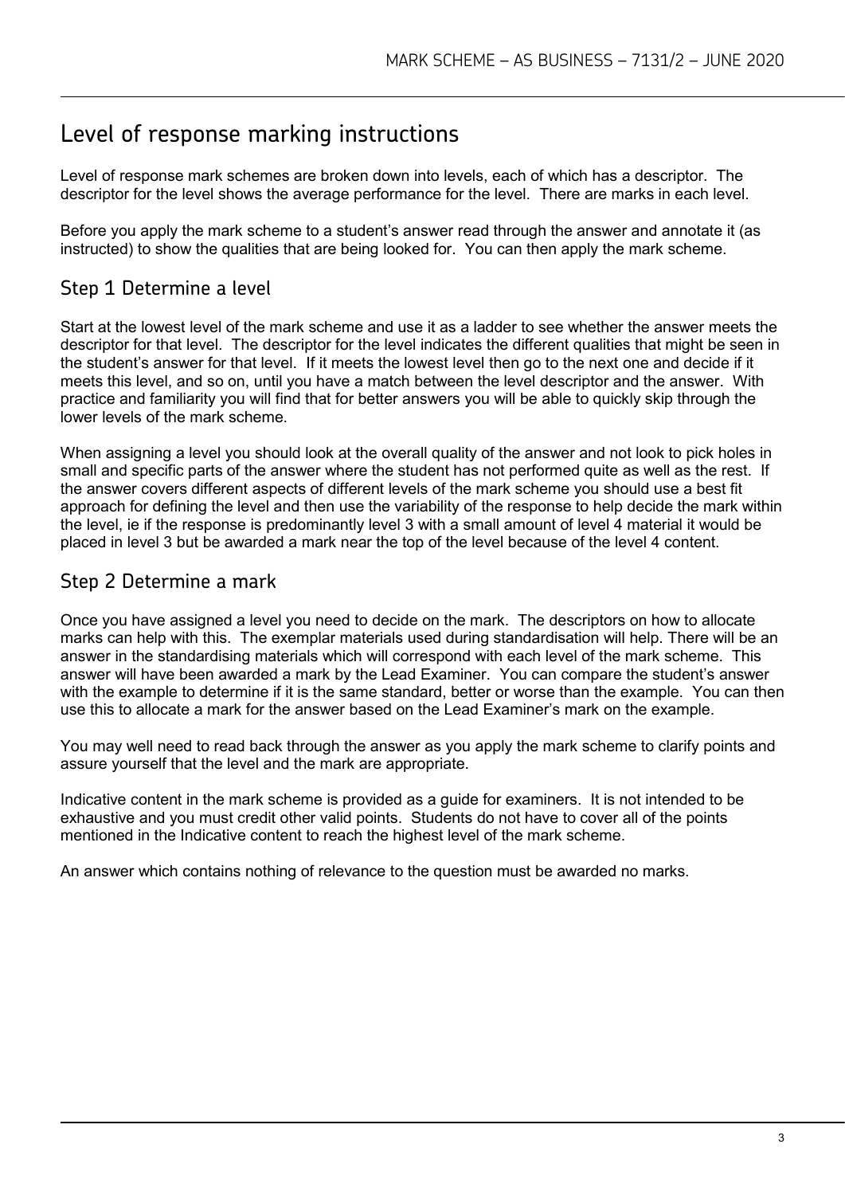# Level of response marking instructions

Level of response mark schemes are broken down into levels, each of which has a descriptor. The descriptor for the level shows the average performance for the level. There are marks in each level.

Before you apply the mark scheme to a student's answer read through the answer and annotate it (as instructed) to show the qualities that are being looked for. You can then apply the mark scheme.

## Step 1 Determine a level

Start at the lowest level of the mark scheme and use it as a ladder to see whether the answer meets the descriptor for that level. The descriptor for the level indicates the different qualities that might be seen in the student's answer for that level. If it meets the lowest level then go to the next one and decide if it meets this level, and so on, until you have a match between the level descriptor and the answer. With practice and familiarity you will find that for better answers you will be able to quickly skip through the lower levels of the mark scheme.

When assigning a level you should look at the overall quality of the answer and not look to pick holes in small and specific parts of the answer where the student has not performed quite as well as the rest. If the answer covers different aspects of different levels of the mark scheme you should use a best fit approach for defining the level and then use the variability of the response to help decide the mark within the level, ie if the response is predominantly level 3 with a small amount of level 4 material it would be placed in level 3 but be awarded a mark near the top of the level because of the level 4 content.

## Step 2 Determine a mark

Once you have assigned a level you need to decide on the mark. The descriptors on how to allocate marks can help with this. The exemplar materials used during standardisation will help. There will be an answer in the standardising materials which will correspond with each level of the mark scheme. This answer will have been awarded a mark by the Lead Examiner. You can compare the student's answer with the example to determine if it is the same standard, better or worse than the example. You can then use this to allocate a mark for the answer based on the Lead Examiner's mark on the example.

You may well need to read back through the answer as you apply the mark scheme to clarify points and assure yourself that the level and the mark are appropriate.

Indicative content in the mark scheme is provided as a guide for examiners. It is not intended to be exhaustive and you must credit other valid points. Students do not have to cover all of the points mentioned in the Indicative content to reach the highest level of the mark scheme.

An answer which contains nothing of relevance to the question must be awarded no marks.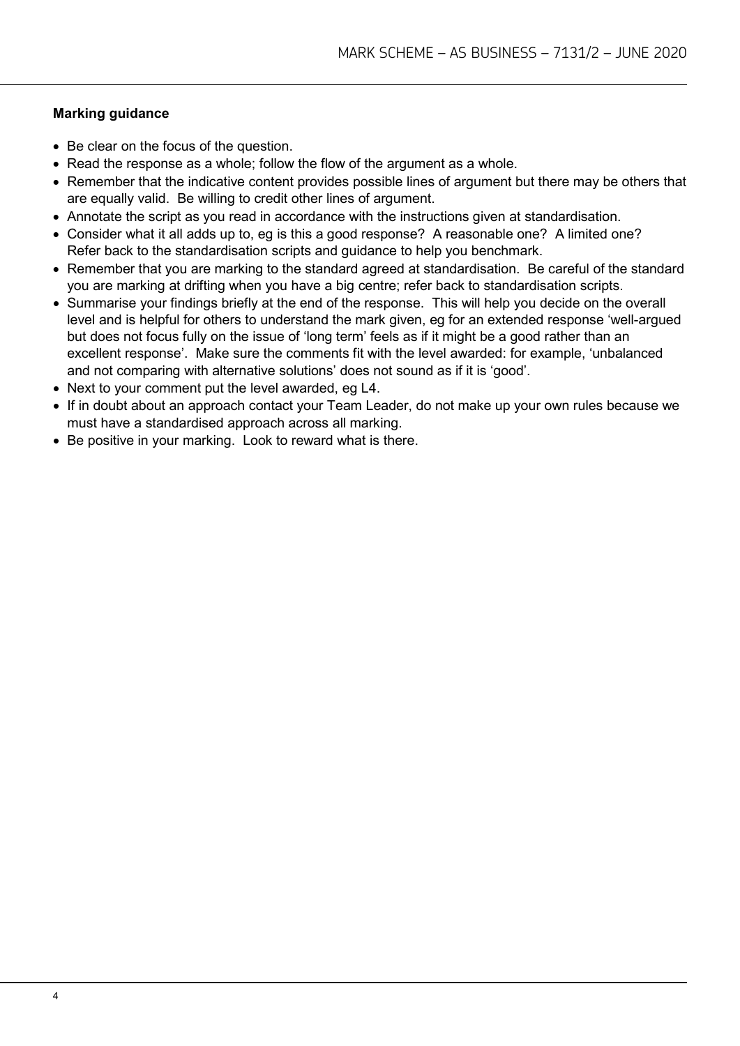**Marking guidance**

- Be clear on the focus of the question.
- Read the response as a whole; follow the flow of the argument as a whole.
- Remember that the indicative content provides possible lines of argument but there may be others that are equally valid. Be willing to credit other lines of argument.
- Annotate the script as you read in accordance with the instructions given at standardisation.
- Consider what it all adds up to, eg is this a good response? A reasonable one? A limited one? Refer back to the standardisation scripts and guidance to help you benchmark.
- Remember that you are marking to the standard agreed at standardisation. Be careful of the standard you are marking at drifting when you have a big centre; refer back to standardisation scripts.
- Summarise your findings briefly at the end of the response. This will help you decide on the overall level and is helpful for others to understand the mark given, eg for an extended response 'well-argued but does not focus fully on the issue of 'long term' feels as if it might be a good rather than an excellent response'. Make sure the comments fit with the level awarded: for example, 'unbalanced and not comparing with alternative solutions' does not sound as if it is 'good'.
- Next to your comment put the level awarded, eg L4.
- If in doubt about an approach contact your Team Leader, do not make up your own rules because we must have a standardised approach across all marking.
- Be positive in your marking. Look to reward what is there.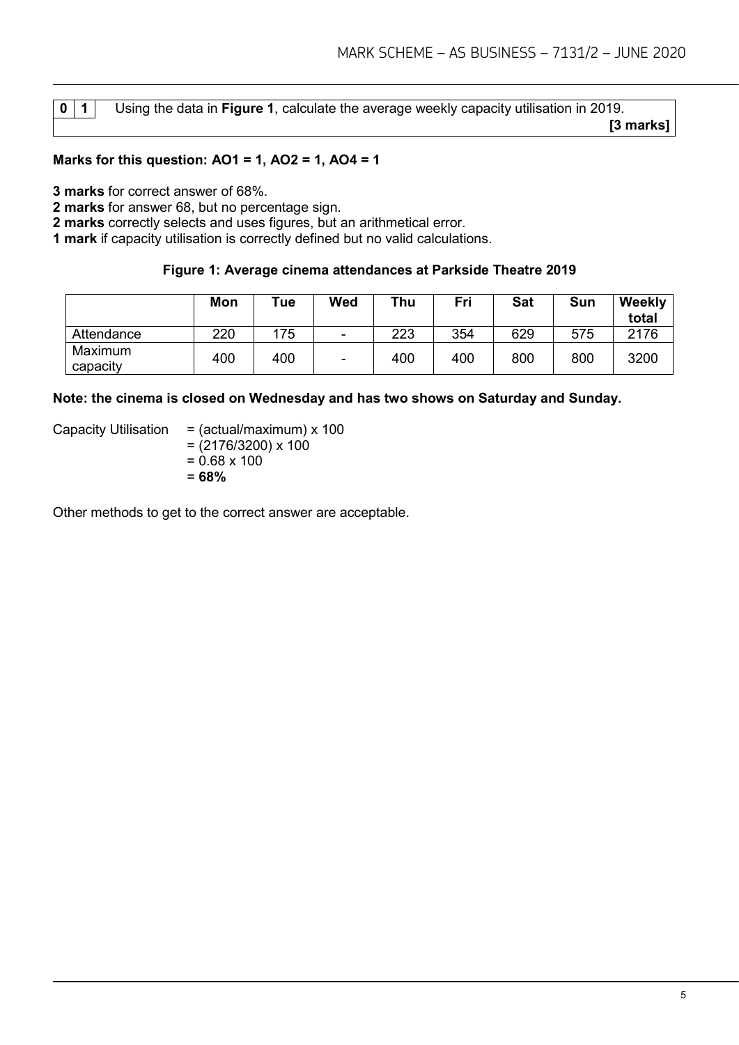| 0 | 1 | Using the data in **Figure 1**, calculate the average weekly capacity utilisation in 2019. **[3 marks]** |
|---|---|---|

**Marks for this question: AO1 = 1, AO2 = 1, AO4 = 1**

**3 marks** for correct answer of 68%.
**2 marks** for answer 68, but no percentage sign.
**2 marks** correctly selects and uses figures, but an arithmetical error.
**1 mark** if capacity utilisation is correctly defined but no valid calculations.

**Figure 1: Average cinema attendances at Parkside Theatre 2019**

| | Mon | Tue | Wed | Thu | Fri | Sat | Sun | Weekly total |
|---|---|---|---|---|---|---|---|---|
| Attendance | 220 | 175 | - | 223 | 354 | 629 | 575 | 2176 |
| Maximum capacity | 400 | 400 | - | 400 | 400 | 800 | 800 | 3200 |

**Note: the cinema is closed on Wednesday and has two shows on Saturday and Sunday.**

Capacity Utilisation = (actual/maximum) x 100
= (2176/3200) x 100
= 0.68 x 100
= **68%**

Other methods to get to the correct answer are acceptable.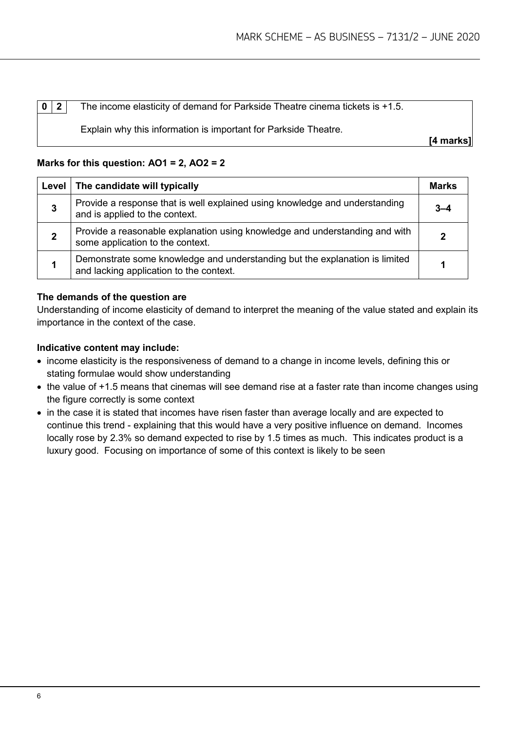| 0 | 2 | The income elasticity of demand for Parkside Theatre cinema tickets is +1.5. |
|---|---|---|

Explain why this information is important for Parkside Theatre.

**[4 marks]**

**Marks for this question: AO1 = 2, AO2 = 2**

| Level | The candidate will typically | Marks |
|---|---|---|
| 3 | Provide a response that is well explained using knowledge and understanding and is applied to the context. | 3–4 |
| 2 | Provide a reasonable explanation using knowledge and understanding and with some application to the context. | 2 |
| 1 | Demonstrate some knowledge and understanding but the explanation is limited and lacking application to the context. | 1 |

**The demands of the question are**

Understanding of income elasticity of demand to interpret the meaning of the value stated and explain its importance in the context of the case.

**Indicative content may include:**

- income elasticity is the responsiveness of demand to a change in income levels, defining this or stating formulae would show understanding
- the value of +1.5 means that cinemas will see demand rise at a faster rate than income changes using the figure correctly is some context
- in the case it is stated that incomes have risen faster than average locally and are expected to continue this trend - explaining that this would have a very positive influence on demand. Incomes locally rose by 2.3% so demand expected to rise by 1.5 times as much. This indicates product is a luxury good. Focusing on importance of some of this context is likely to be seen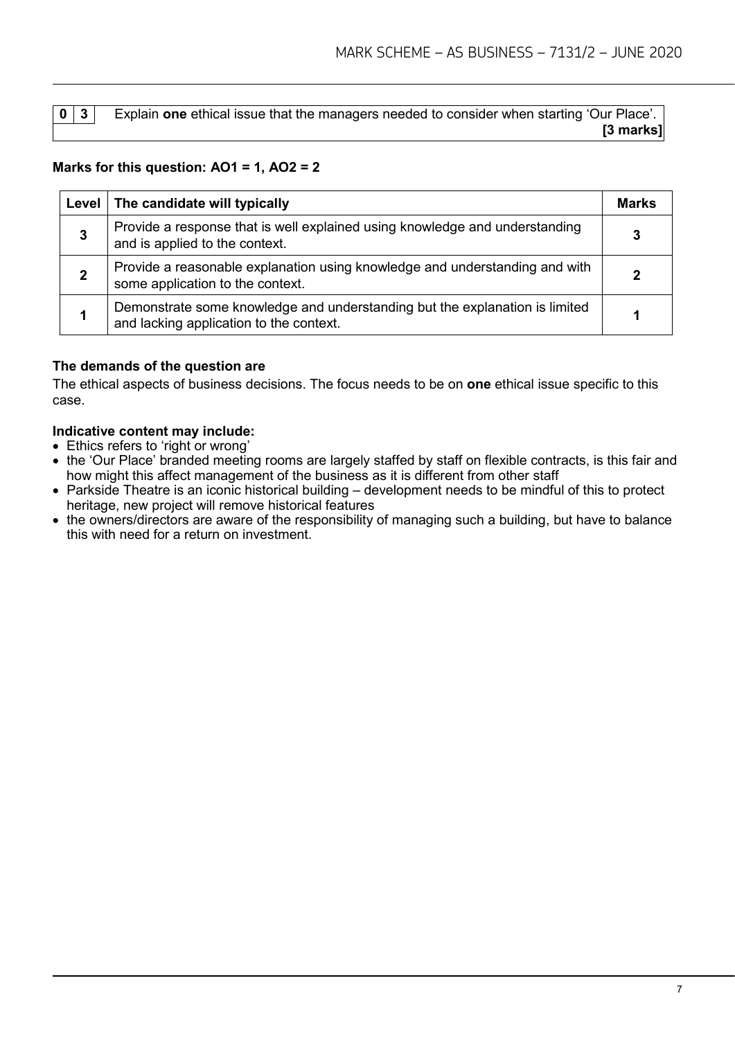| 0 | 3 | Explain **one** ethical issue that the managers needed to consider when starting 'Our Place'. **[3 marks]** |
|---|---|---|

**Marks for this question: AO1 = 1, AO2 = 2**

| Level | The candidate will typically | Marks |
|---|---|---|
| 3 | Provide a response that is well explained using knowledge and understanding and is applied to the context. | 3 |
| 2 | Provide a reasonable explanation using knowledge and understanding and with some application to the context. | 2 |
| 1 | Demonstrate some knowledge and understanding but the explanation is limited and lacking application to the context. | 1 |

**The demands of the question are**

The ethical aspects of business decisions. The focus needs to be on **one** ethical issue specific to this case.

**Indicative content may include:**

- Ethics refers to 'right or wrong'
- the 'Our Place' branded meeting rooms are largely staffed by staff on flexible contracts, is this fair and how might this affect management of the business as it is different from other staff
- Parkside Theatre is an iconic historical building – development needs to be mindful of this to protect heritage, new project will remove historical features
- the owners/directors are aware of the responsibility of managing such a building, but have to balance this with need for a return on investment.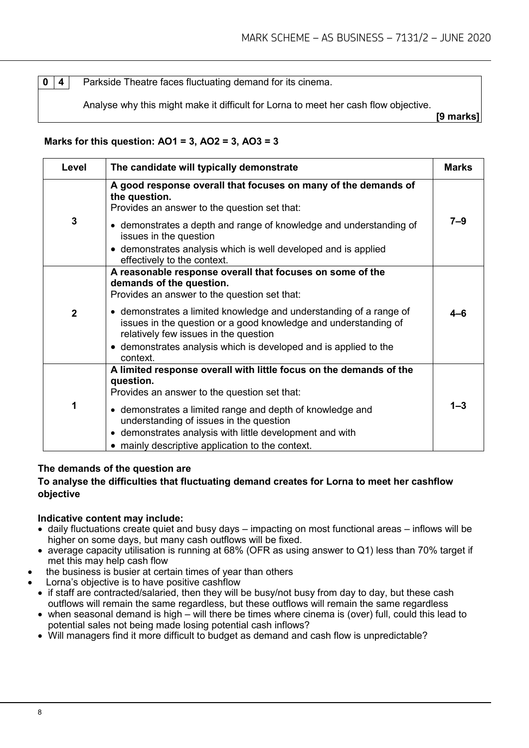**0 4** Parkside Theatre faces fluctuating demand for its cinema.

Analyse why this might make it difficult for Lorna to meet her cash flow objective.

**[9 marks]**

**Marks for this question: AO1 = 3, AO2 = 3, AO3 = 3**

| Level | The candidate will typically demonstrate | Marks |
|---|---|---|
| 3 | **A good response overall that focuses on many of the demands of the question.**<br>Provides an answer to the question set that:<br>• demonstrates a depth and range of knowledge and understanding of issues in the question<br>• demonstrates analysis which is well developed and is applied effectively to the context. | 7–9 |
| 2 | **A reasonable response overall that focuses on some of the demands of the question.**<br>Provides an answer to the question set that:<br>• demonstrates a limited knowledge and understanding of a range of issues in the question or a good knowledge and understanding of relatively few issues in the question<br>• demonstrates analysis which is developed and is applied to the context. | 4–6 |
| 1 | **A limited response overall with little focus on the demands of the question.**<br>Provides an answer to the question set that:<br>• demonstrates a limited range and depth of knowledge and understanding of issues in the question<br>• demonstrates analysis with little development and with<br>• mainly descriptive application to the context. | 1–3 |

**The demands of the question are**

**To analyse the difficulties that fluctuating demand creates for Lorna to meet her cashflow objective**

**Indicative content may include:**

- daily fluctuations create quiet and busy days – impacting on most functional areas – inflows will be higher on some days, but many cash outflows will be fixed.
- average capacity utilisation is running at 68% (OFR as using answer to Q1) less than 70% target if met this may help cash flow
- the business is busier at certain times of year than others
- Lorna's objective is to have positive cashflow
- if staff are contracted/salaried, then they will be busy/not busy from day to day, but these cash outflows will remain the same regardless, but these outflows will remain the same regardless
- when seasonal demand is high – will there be times where cinema is (over) full, could this lead to potential sales not being made losing potential cash inflows?
- Will managers find it more difficult to budget as demand and cash flow is unpredictable?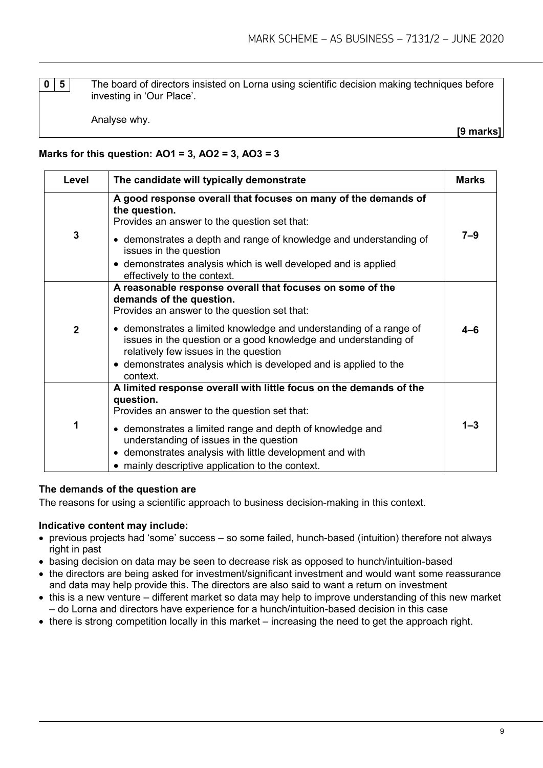**0 5** The board of directors insisted on Lorna using scientific decision making techniques before investing in 'Our Place'.

Analyse why.

**[9 marks]**

**Marks for this question: AO1 = 3, AO2 = 3, AO3 = 3**

| Level | The candidate will typically demonstrate | Marks |
|---|---|---|
| 3 | **A good response overall that focuses on many of the demands of the question.** Provides an answer to the question set that: <br>• demonstrates a depth and range of knowledge and understanding of issues in the question <br>• demonstrates analysis which is well developed and is applied effectively to the context. | 7–9 |
| 2 | **A reasonable response overall that focuses on some of the demands of the question.** Provides an answer to the question set that: <br>• demonstrates a limited knowledge and understanding of a range of issues in the question or a good knowledge and understanding of relatively few issues in the question <br>• demonstrates analysis which is developed and is applied to the context. | 4–6 |
| 1 | **A limited response overall with little focus on the demands of the question.** Provides an answer to the question set that: <br>• demonstrates a limited range and depth of knowledge and understanding of issues in the question <br>• demonstrates analysis with little development and with <br>• mainly descriptive application to the context. | 1–3 |

**The demands of the question are**

The reasons for using a scientific approach to business decision-making in this context.

**Indicative content may include:**

- previous projects had 'some' success – so some failed, hunch-based (intuition) therefore not always right in past
- basing decision on data may be seen to decrease risk as opposed to hunch/intuition-based
- the directors are being asked for investment/significant investment and would want some reassurance and data may help provide this. The directors are also said to want a return on investment
- this is a new venture – different market so data may help to improve understanding of this new market – do Lorna and directors have experience for a hunch/intuition-based decision in this case
- there is strong competition locally in this market – increasing the need to get the approach right.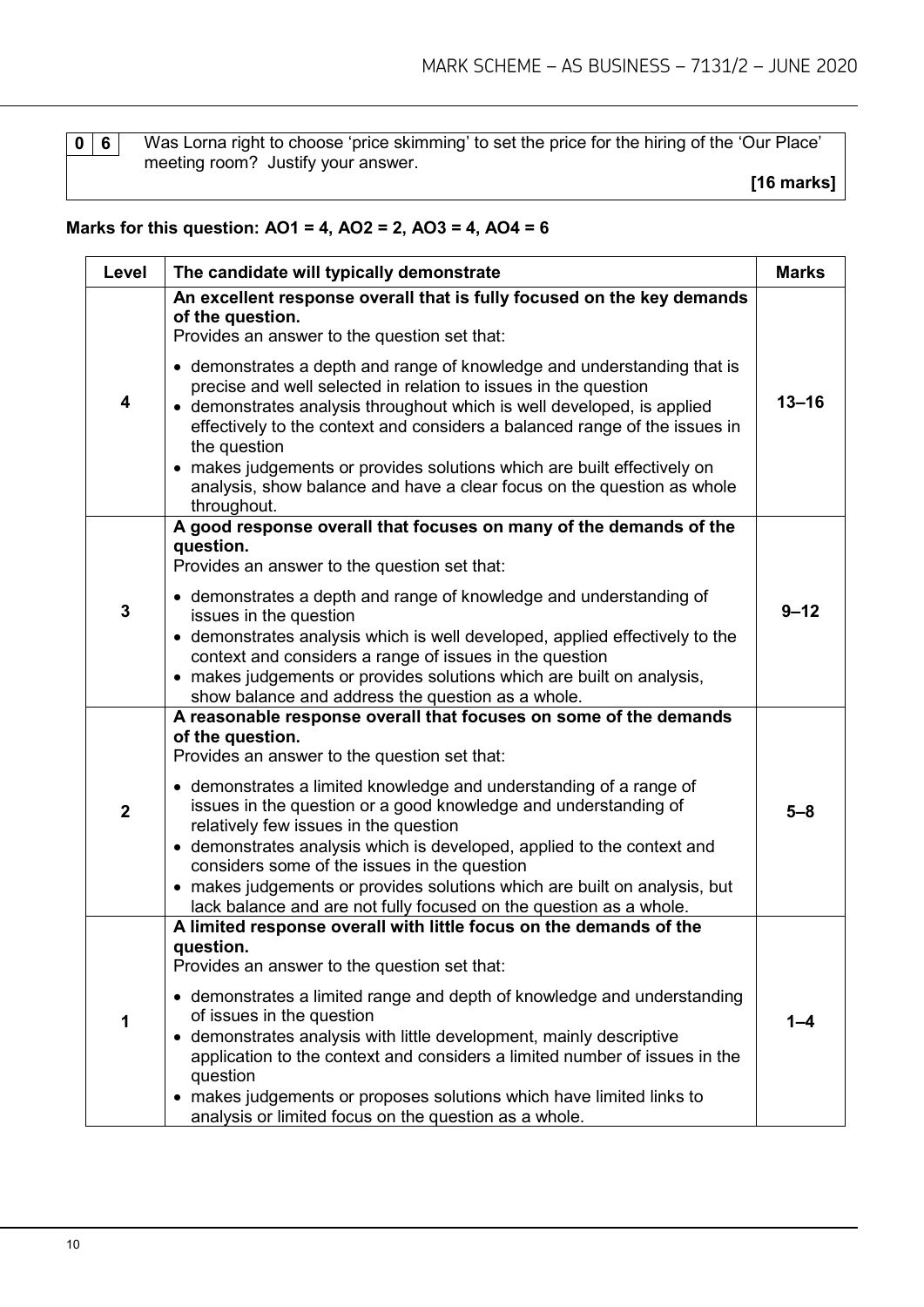**0 6** Was Lorna right to choose 'price skimming' to set the price for the hiring of the 'Our Place' meeting room? Justify your answer.

**[16 marks]**

**Marks for this question: AO1 = 4, AO2 = 2, AO3 = 4, AO4 = 6**

| Level | The candidate will typically demonstrate | Marks |
|---|---|---|
| 4 | **An excellent response overall that is fully focused on the key demands of the question.**<br>Provides an answer to the question set that:<br>• demonstrates a depth and range of knowledge and understanding that is precise and well selected in relation to issues in the question<br>• demonstrates analysis throughout which is well developed, is applied effectively to the context and considers a balanced range of the issues in the question<br>• makes judgements or provides solutions which are built effectively on analysis, show balance and have a clear focus on the question as whole throughout. | 13–16 |
| 3 | **A good response overall that focuses on many of the demands of the question.**<br>Provides an answer to the question set that:<br>• demonstrates a depth and range of knowledge and understanding of issues in the question<br>• demonstrates analysis which is well developed, applied effectively to the context and considers a range of issues in the question<br>• makes judgements or provides solutions which are built on analysis, show balance and address the question as a whole. | 9–12 |
| 2 | **A reasonable response overall that focuses on some of the demands of the question.**<br>Provides an answer to the question set that:<br>• demonstrates a limited knowledge and understanding of a range of issues in the question or a good knowledge and understanding of relatively few issues in the question<br>• demonstrates analysis which is developed, applied to the context and considers some of the issues in the question<br>• makes judgements or provides solutions which are built on analysis, but lack balance and are not fully focused on the question as a whole. | 5–8 |
| 1 | **A limited response overall with little focus on the demands of the question.**<br>Provides an answer to the question set that:<br>• demonstrates a limited range and depth of knowledge and understanding of issues in the question<br>• demonstrates analysis with little development, mainly descriptive application to the context and considers a limited number of issues in the question<br>• makes judgements or proposes solutions which have limited links to analysis or limited focus on the question as a whole. | 1–4 |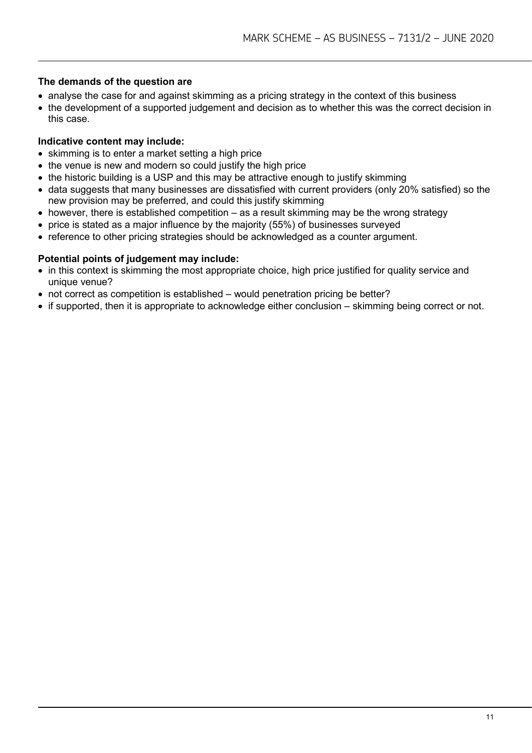**The demands of the question are**

- analyse the case for and against skimming as a pricing strategy in the context of this business
- the development of a supported judgement and decision as to whether this was the correct decision in this case.

**Indicative content may include:**

- skimming is to enter a market setting a high price
- the venue is new and modern so could justify the high price
- the historic building is a USP and this may be attractive enough to justify skimming
- data suggests that many businesses are dissatisfied with current providers (only 20% satisfied) so the new provision may be preferred, and could this justify skimming
- however, there is established competition – as a result skimming may be the wrong strategy
- price is stated as a major influence by the majority (55%) of businesses surveyed
- reference to other pricing strategies should be acknowledged as a counter argument.

**Potential points of judgement may include:**

- in this context is skimming the most appropriate choice, high price justified for quality service and unique venue?
- not correct as competition is established – would penetration pricing be better?
- if supported, then it is appropriate to acknowledge either conclusion – skimming being correct or not.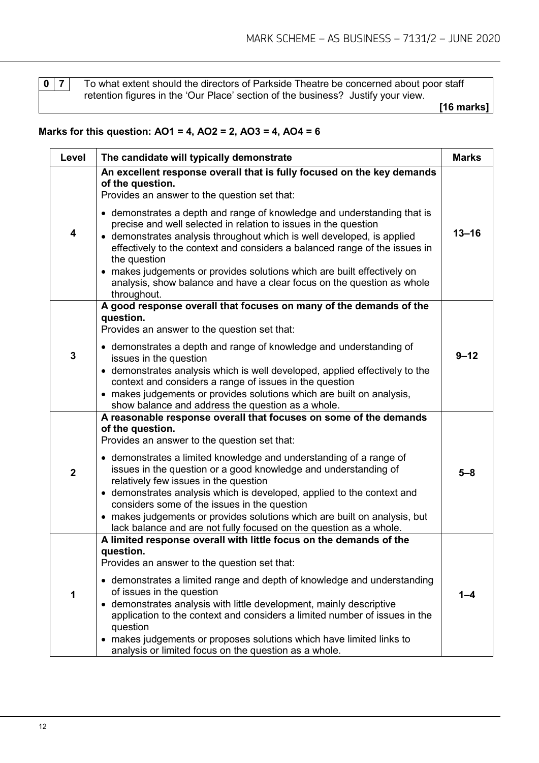| 0 | 7 | To what extent should the directors of Parkside Theatre be concerned about poor staff retention figures in the 'Our Place' section of the business? Justify your view. **[16 marks]** |
|---|---|---|

**Marks for this question: AO1 = 4, AO2 = 2, AO3 = 4, AO4 = 6**

| Level | The candidate will typically demonstrate | Marks |
|---|---|---|
| 4 | **An excellent response overall that is fully focused on the key demands of the question.**<br>Provides an answer to the question set that:<br>• demonstrates a depth and range of knowledge and understanding that is precise and well selected in relation to issues in the question<br>• demonstrates analysis throughout which is well developed, is applied effectively to the context and considers a balanced range of the issues in the question<br>• makes judgements or provides solutions which are built effectively on analysis, show balance and have a clear focus on the question as whole throughout. | 13–16 |
| 3 | **A good response overall that focuses on many of the demands of the question.**<br>Provides an answer to the question set that:<br>• demonstrates a depth and range of knowledge and understanding of issues in the question<br>• demonstrates analysis which is well developed, applied effectively to the context and considers a range of issues in the question<br>• makes judgements or provides solutions which are built on analysis, show balance and address the question as a whole. | 9–12 |
| 2 | **A reasonable response overall that focuses on some of the demands of the question.**<br>Provides an answer to the question set that:<br>• demonstrates a limited knowledge and understanding of a range of issues in the question or a good knowledge and understanding of relatively few issues in the question<br>• demonstrates analysis which is developed, applied to the context and considers some of the issues in the question<br>• makes judgements or provides solutions which are built on analysis, but lack balance and are not fully focused on the question as a whole. | 5–8 |
| 1 | **A limited response overall with little focus on the demands of the question.**<br>Provides an answer to the question set that:<br>• demonstrates a limited range and depth of knowledge and understanding of issues in the question<br>• demonstrates analysis with little development, mainly descriptive application to the context and considers a limited number of issues in the question<br>• makes judgements or proposes solutions which have limited links to analysis or limited focus on the question as a whole. | 1–4 |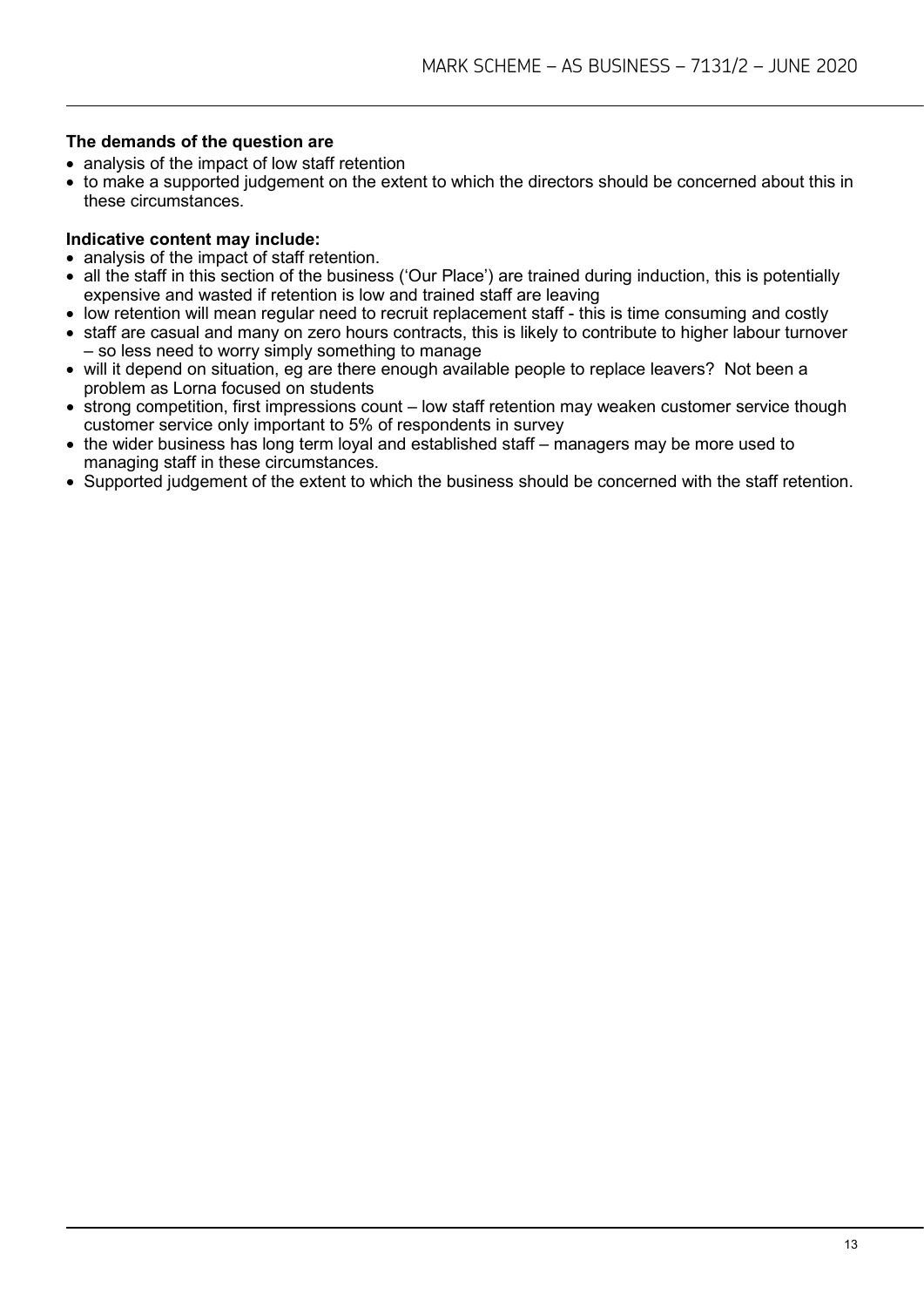**The demands of the question are**

- analysis of the impact of low staff retention
- to make a supported judgement on the extent to which the directors should be concerned about this in these circumstances.

**Indicative content may include:**

- analysis of the impact of staff retention.
- all the staff in this section of the business ('Our Place') are trained during induction, this is potentially expensive and wasted if retention is low and trained staff are leaving
- low retention will mean regular need to recruit replacement staff - this is time consuming and costly
- staff are casual and many on zero hours contracts, this is likely to contribute to higher labour turnover – so less need to worry simply something to manage
- will it depend on situation, eg are there enough available people to replace leavers? Not been a problem as Lorna focused on students
- strong competition, first impressions count – low staff retention may weaken customer service though customer service only important to 5% of respondents in survey
- the wider business has long term loyal and established staff – managers may be more used to managing staff in these circumstances.
- Supported judgement of the extent to which the business should be concerned with the staff retention.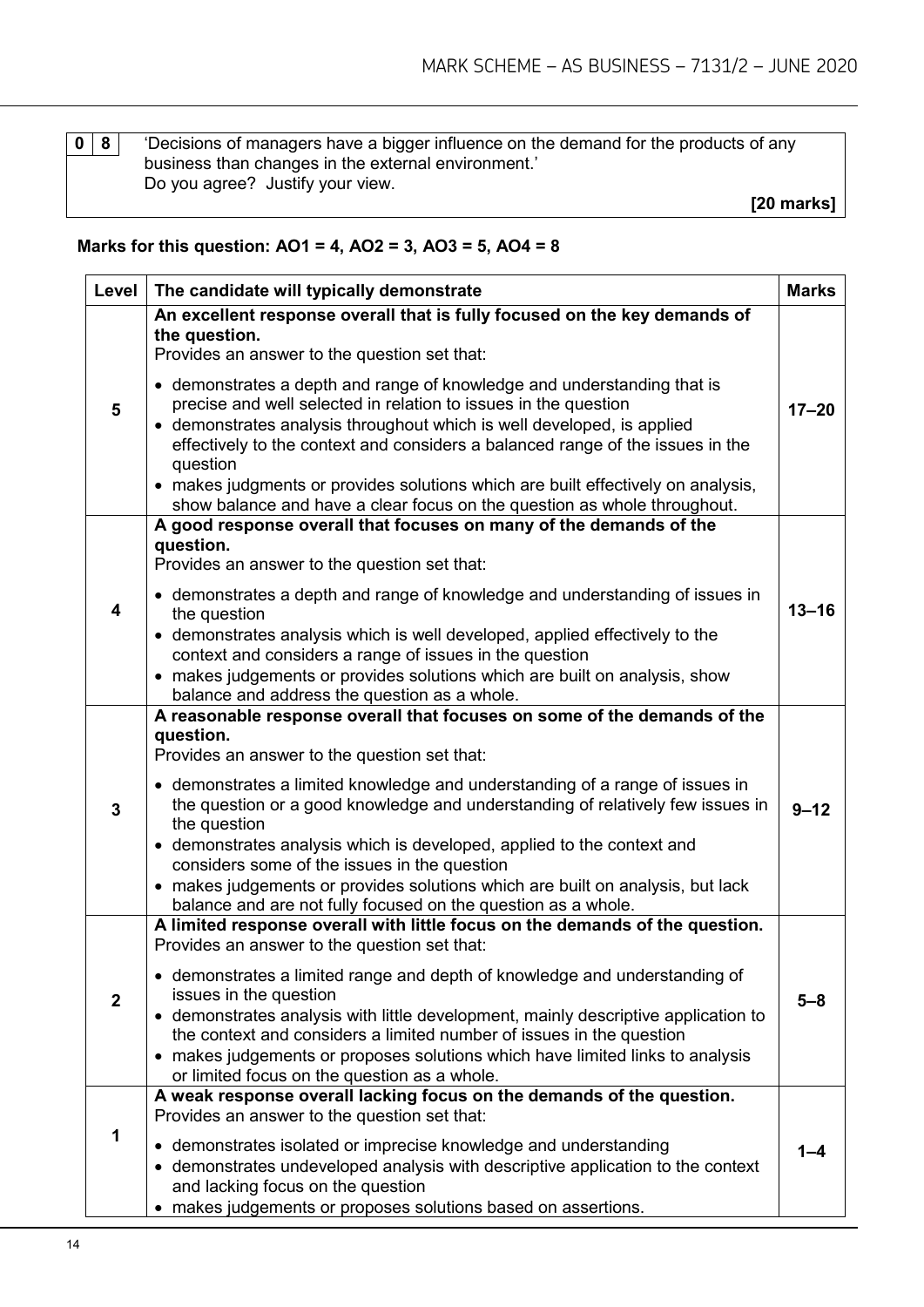| 0 | 8 | 'Decisions of managers have a bigger influence on the demand for the products of any business than changes in the external environment.' Do you agree? Justify your view. **[20 marks]** |
|---|---|---|

**Marks for this question: AO1 = 4, AO2 = 3, AO3 = 5, AO4 = 8**

| Level | The candidate will typically demonstrate | Marks |
|---|---|---|
| 5 | **An excellent response overall that is fully focused on the key demands of the question.** Provides an answer to the question set that: <br>• demonstrates a depth and range of knowledge and understanding that is precise and well selected in relation to issues in the question <br>• demonstrates analysis throughout which is well developed, is applied effectively to the context and considers a balanced range of the issues in the question <br>• makes judgments or provides solutions which are built effectively on analysis, show balance and have a clear focus on the question as whole throughout. | 17–20 |
| 4 | **A good response overall that focuses on many of the demands of the question.** Provides an answer to the question set that: <br>• demonstrates a depth and range of knowledge and understanding of issues in the question <br>• demonstrates analysis which is well developed, applied effectively to the context and considers a range of issues in the question <br>• makes judgements or provides solutions which are built on analysis, show balance and address the question as a whole. | 13–16 |
| 3 | **A reasonable response overall that focuses on some of the demands of the question.** Provides an answer to the question set that: <br>• demonstrates a limited knowledge and understanding of a range of issues in the question or a good knowledge and understanding of relatively few issues in the question <br>• demonstrates analysis which is developed, applied to the context and considers some of the issues in the question <br>• makes judgements or provides solutions which are built on analysis, but lack balance and are not fully focused on the question as a whole. | 9–12 |
| 2 | **A limited response overall with little focus on the demands of the question.** Provides an answer to the question set that: <br>• demonstrates a limited range and depth of knowledge and understanding of issues in the question <br>• demonstrates analysis with little development, mainly descriptive application to the context and considers a limited number of issues in the question <br>• makes judgements or proposes solutions which have limited links to analysis or limited focus on the question as a whole. | 5–8 |
| 1 | **A weak response overall lacking focus on the demands of the question.** Provides an answer to the question set that: <br>• demonstrates isolated or imprecise knowledge and understanding <br>• demonstrates undeveloped analysis with descriptive application to the context and lacking focus on the question <br>• makes judgements or proposes solutions based on assertions. | 1–4 |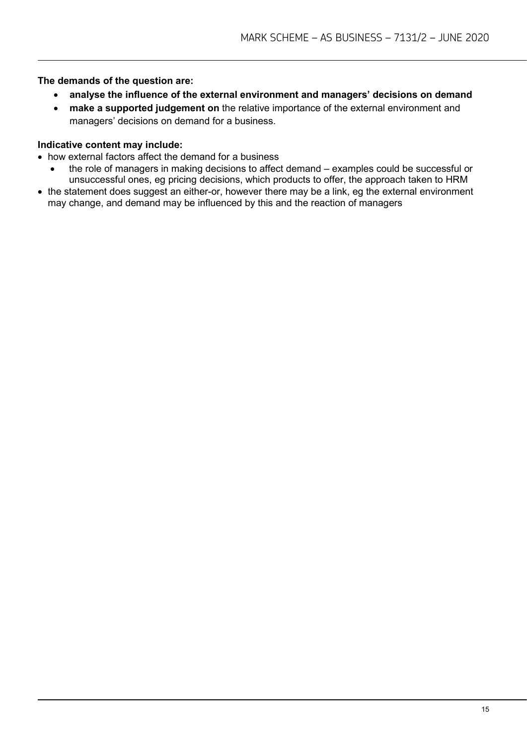**The demands of the question are:**

- **analyse the influence of the external environment and managers' decisions on demand**
- **make a supported judgement on** the relative importance of the external environment and managers' decisions on demand for a business.

**Indicative content may include:**

- how external factors affect the demand for a business
  - the role of managers in making decisions to affect demand – examples could be successful or unsuccessful ones, eg pricing decisions, which products to offer, the approach taken to HRM
- the statement does suggest an either-or, however there may be a link, eg the external environment may change, and demand may be influenced by this and the reaction of managers